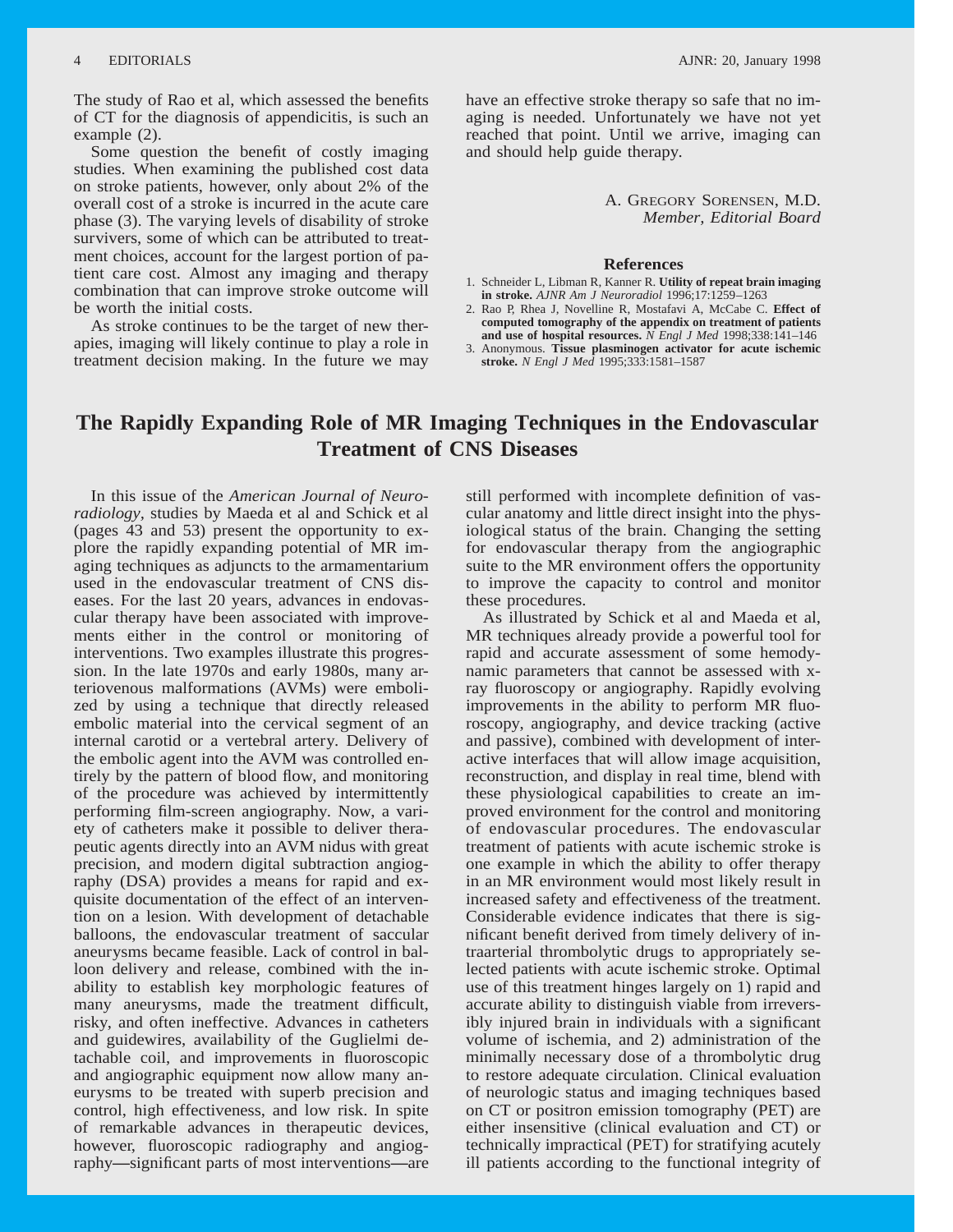The study of Rao et al, which assessed the benefits of CT for the diagnosis of appendicitis, is such an example (2).

Some question the benefit of costly imaging studies. When examining the published cost data on stroke patients, however, only about 2% of the overall cost of a stroke is incurred in the acute care phase (3). The varying levels of disability of stroke survivers, some of which can be attributed to treatment choices, account for the largest portion of patient care cost. Almost any imaging and therapy combination that can improve stroke outcome will be worth the initial costs.

As stroke continues to be the target of new therapies, imaging will likely continue to play a role in treatment decision making. In the future we may have an effective stroke therapy so safe that no imaging is needed. Unfortunately we have not yet reached that point. Until we arrive, imaging can and should help guide therapy.

A. Gregory Sorensen, M.D.
*Member, Editorial Board*

## References

1. Schneider L, Libman R, Kanner R. **Utility of repeat brain imaging in stroke.** *AJNR Am J Neuroradiol* 1996;17:1259–1263
2. Rao P, Rhea J, Novelline R, Mostafavi A, McCabe C. **Effect of computed tomography of the appendix on treatment of patients and use of hospital resources.** *N Engl J Med* 1998;338:141–146
3. Anonymous. **Tissue plasminogen activator for acute ischemic stroke.** *N Engl J Med* 1995;333:1581–1587

# The Rapidly Expanding Role of MR Imaging Techniques in the Endovascular Treatment of CNS Diseases

In this issue of the *American Journal of Neuroradiology*, studies by Maeda et al and Schick et al (pages 43 and 53) present the opportunity to explore the rapidly expanding potential of MR imaging techniques as adjuncts to the armamentarium used in the endovascular treatment of CNS diseases. For the last 20 years, advances in endovascular therapy have been associated with improvements either in the control or monitoring of interventions. Two examples illustrate this progression. In the late 1970s and early 1980s, many arteriovenous malformations (AVMs) were embolized by using a technique that directly released embolic material into the cervical segment of an internal carotid or a vertebral artery. Delivery of the embolic agent into the AVM was controlled entirely by the pattern of blood flow, and monitoring of the procedure was achieved by intermittently performing film-screen angiography. Now, a variety of catheters make it possible to deliver therapeutic agents directly into an AVM nidus with great precision, and modern digital subtraction angiography (DSA) provides a means for rapid and exquisite documentation of the effect of an intervention on a lesion. With development of detachable balloons, the endovascular treatment of saccular aneurysms became feasible. Lack of control in balloon delivery and release, combined with the inability to establish key morphologic features of many aneurysms, made the treatment difficult, risky, and often ineffective. Advances in catheters and guidewires, availability of the Guglielmi detachable coil, and improvements in fluoroscopic and angiographic equipment now allow many aneurysms to be treated with superb precision and control, high effectiveness, and low risk. In spite of remarkable advances in therapeutic devices, however, fluoroscopic radiography and angiography—significant parts of most interventions—are still performed with incomplete definition of vascular anatomy and little direct insight into the physiological status of the brain. Changing the setting for endovascular therapy from the angiographic suite to the MR environment offers the opportunity to improve the capacity to control and monitor these procedures.

As illustrated by Schick et al and Maeda et al, MR techniques already provide a powerful tool for rapid and accurate assessment of some hemodynamic parameters that cannot be assessed with x-ray fluoroscopy or angiography. Rapidly evolving improvements in the ability to perform MR fluoroscopy, angiography, and device tracking (active and passive), combined with development of interactive interfaces that will allow image acquisition, reconstruction, and display in real time, blend with these physiological capabilities to create an improved environment for the control and monitoring of endovascular procedures. The endovascular treatment of patients with acute ischemic stroke is one example in which the ability to offer therapy in an MR environment would most likely result in increased safety and effectiveness of the treatment. Considerable evidence indicates that there is significant benefit derived from timely delivery of intraarterial thrombolytic drugs to appropriately selected patients with acute ischemic stroke. Optimal use of this treatment hinges largely on 1) rapid and accurate ability to distinguish viable from irreversibly injured brain in individuals with a significant volume of ischemia, and 2) administration of the minimally necessary dose of a thrombolytic drug to restore adequate circulation. Clinical evaluation of neurologic status and imaging techniques based on CT or positron emission tomography (PET) are either insensitive (clinical evaluation and CT) or technically impractical (PET) for stratifying acutely ill patients according to the functional integrity of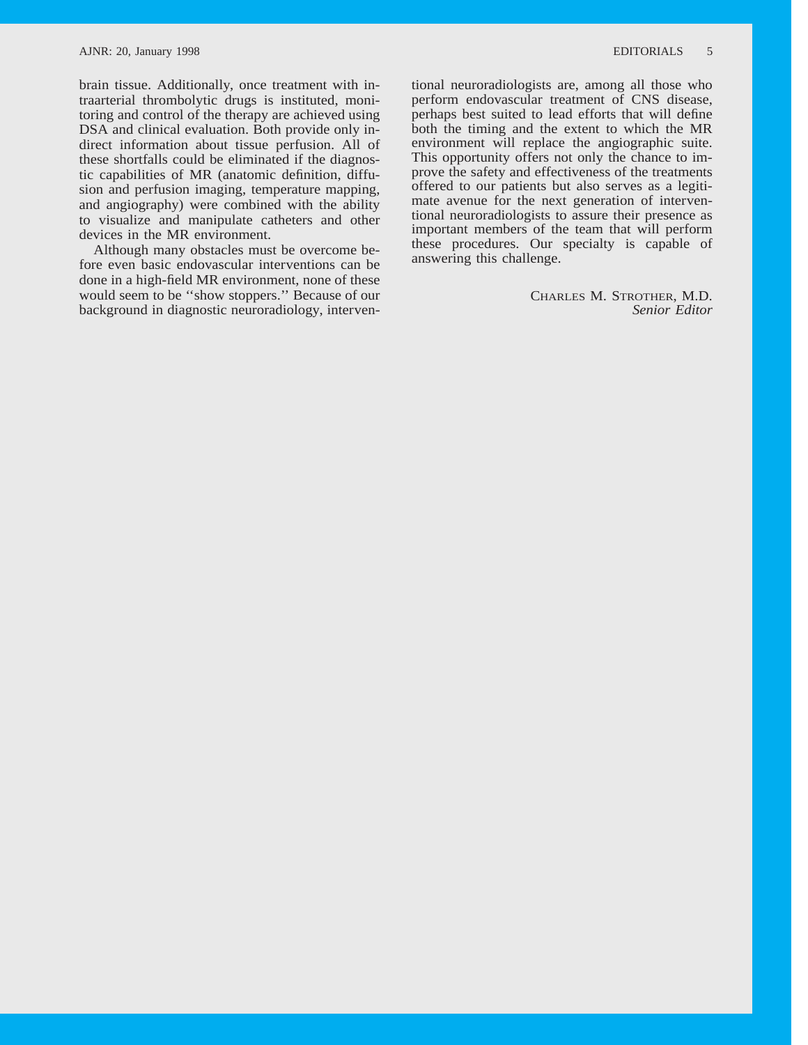brain tissue. Additionally, once treatment with intraarterial thrombolytic drugs is instituted, monitoring and control of the therapy are achieved using DSA and clinical evaluation. Both provide only indirect information about tissue perfusion. All of these shortfalls could be eliminated if the diagnostic capabilities of MR (anatomic definition, diffusion and perfusion imaging, temperature mapping, and angiography) were combined with the ability to visualize and manipulate catheters and other devices in the MR environment.

Although many obstacles must be overcome before even basic endovascular interventions can be done in a high-field MR environment, none of these would seem to be ''show stoppers.'' Because of our background in diagnostic neuroradiology, interventional neuroradiologists are, among all those who perform endovascular treatment of CNS disease, perhaps best suited to lead efforts that will define both the timing and the extent to which the MR environment will replace the angiographic suite. This opportunity offers not only the chance to improve the safety and effectiveness of the treatments offered to our patients but also serves as a legitimate avenue for the next generation of interventional neuroradiologists to assure their presence as important members of the team that will perform these procedures. Our specialty is capable of answering this challenge.

CHARLES M. STROTHER, M.D.
*Senior Editor*